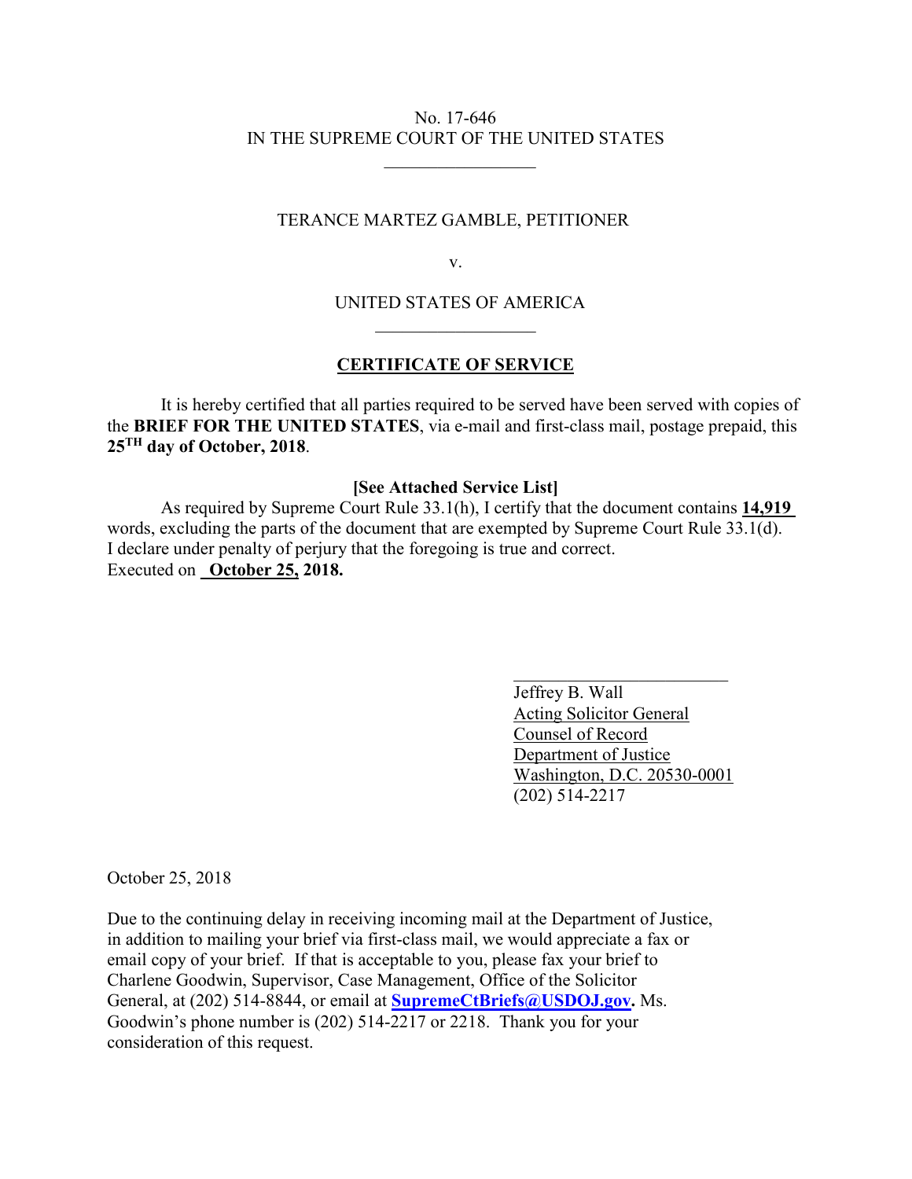No. 17-646
IN THE SUPREME COURT OF THE UNITED STATES

---

TERANCE MARTEZ GAMBLE, PETITIONER

v.

UNITED STATES OF AMERICA

---

## CERTIFICATE OF SERVICE

It is hereby certified that all parties required to be served have been served with copies of the **BRIEF FOR THE UNITED STATES**, via e-mail and first-class mail, postage prepaid, this **25TH day of October, 2018**.

**[See Attached Service List]**

As required by Supreme Court Rule 33.1(h), I certify that the document contains **14,919** words, excluding the parts of the document that are exempted by Supreme Court Rule 33.1(d). I declare under penalty of perjury that the foregoing is true and correct.
Executed on **October 25, 2018.**

Jeffrey B. Wall
Acting Solicitor General
Counsel of Record
Department of Justice
Washington, D.C. 20530-0001
(202) 514-2217

October 25, 2018

Due to the continuing delay in receiving incoming mail at the Department of Justice, in addition to mailing your brief via first-class mail, we would appreciate a fax or email copy of your brief. If that is acceptable to you, please fax your brief to Charlene Goodwin, Supervisor, Case Management, Office of the Solicitor General, at (202) 514-8844, or email at **SupremeCtBriefs@USDOJ.gov.** Ms. Goodwin's phone number is (202) 514-2217 or 2218. Thank you for your consideration of this request.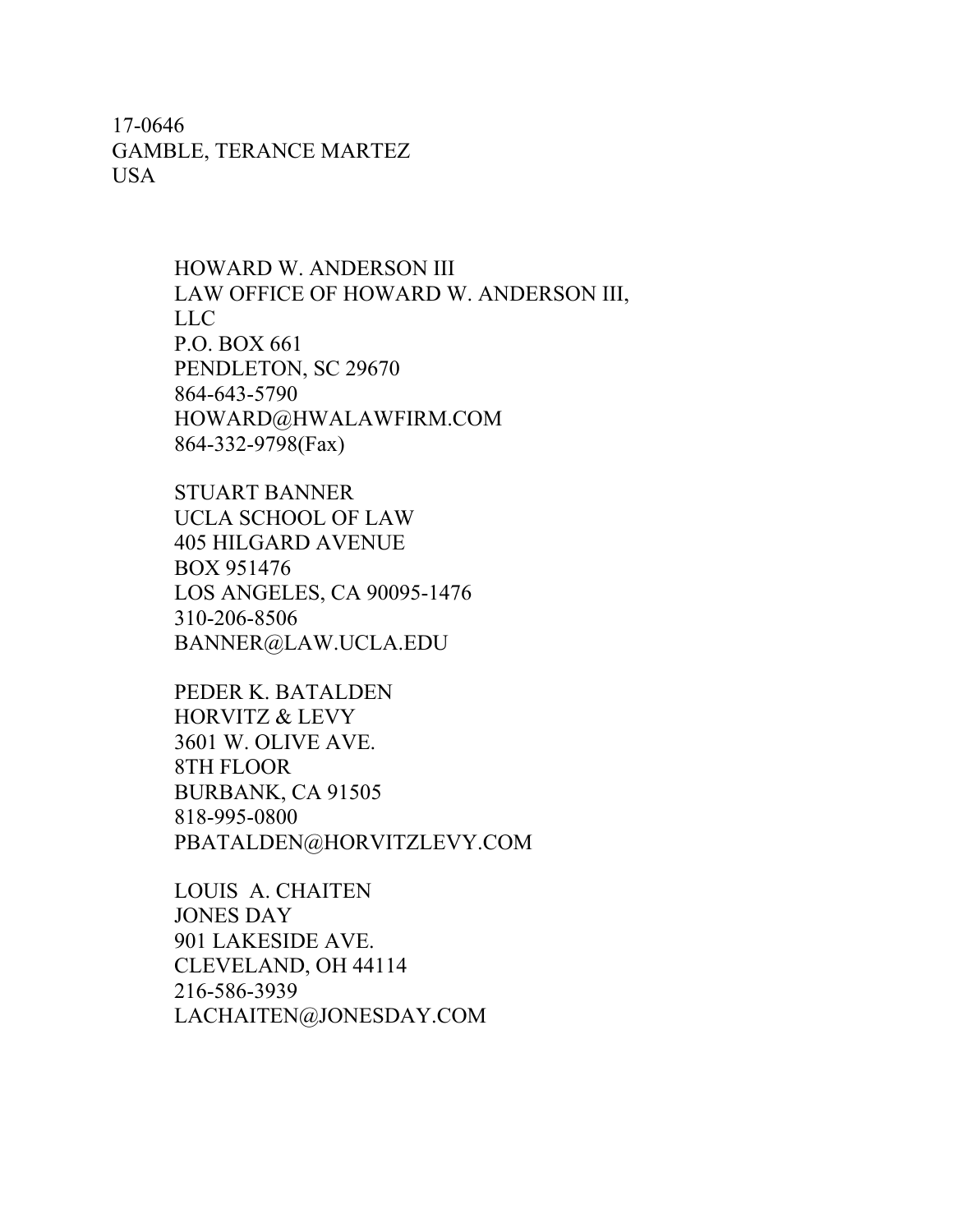17-0646
GAMBLE, TERANCE MARTEZ
USA

HOWARD W. ANDERSON III
LAW OFFICE OF HOWARD W. ANDERSON III, LLC
P.O. BOX 661
PENDLETON, SC 29670
864-643-5790
HOWARD@HWALAWFIRM.COM
864-332-9798(Fax)

STUART BANNER
UCLA SCHOOL OF LAW
405 HILGARD AVENUE
BOX 951476
LOS ANGELES, CA 90095-1476
310-206-8506
BANNER@LAW.UCLA.EDU

PEDER K. BATALDEN
HORVITZ & LEVY
3601 W. OLIVE AVE.
8TH FLOOR
BURBANK, CA 91505
818-995-0800
PBATALDEN@HORVITZLEVY.COM

LOUIS A. CHAITEN
JONES DAY
901 LAKESIDE AVE.
CLEVELAND, OH 44114
216-586-3939
LACHAITEN@JONESDAY.COM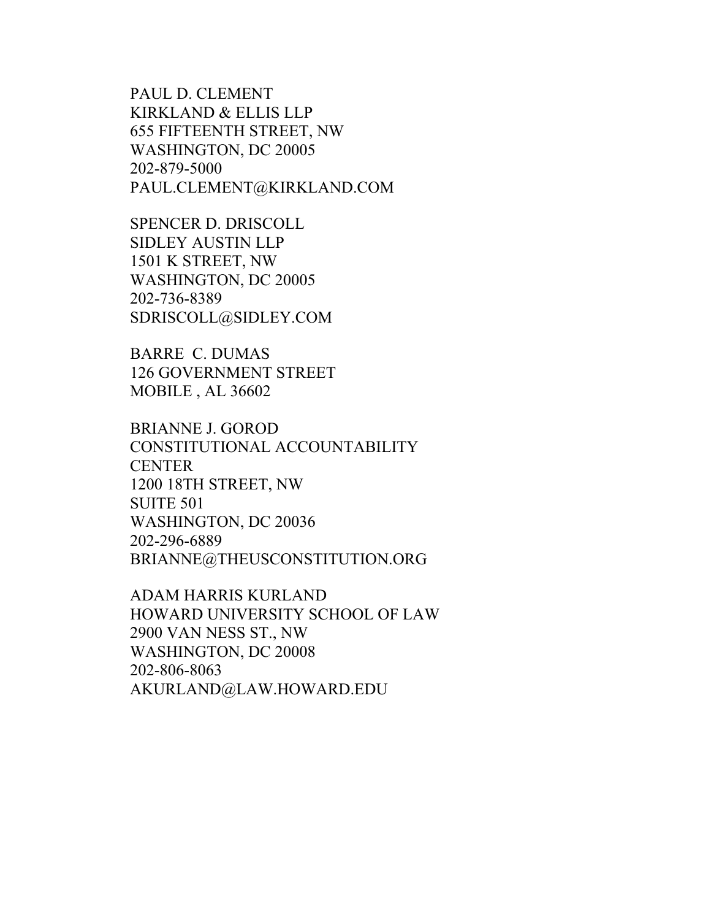PAUL D. CLEMENT
KIRKLAND & ELLIS LLP
655 FIFTEENTH STREET, NW
WASHINGTON, DC 20005
202-879-5000
PAUL.CLEMENT@KIRKLAND.COM

SPENCER D. DRISCOLL
SIDLEY AUSTIN LLP
1501 K STREET, NW
WASHINGTON, DC 20005
202-736-8389
SDRISCOLL@SIDLEY.COM

BARRE C. DUMAS
126 GOVERNMENT STREET
MOBILE , AL 36602

BRIANNE J. GOROD
CONSTITUTIONAL ACCOUNTABILITY CENTER
1200 18TH STREET, NW
SUITE 501
WASHINGTON, DC 20036
202-296-6889
BRIANNE@THEUSCONSTITUTION.ORG

ADAM HARRIS KURLAND
HOWARD UNIVERSITY SCHOOL OF LAW
2900 VAN NESS ST., NW
WASHINGTON, DC 20008
202-806-8063
AKURLAND@LAW.HOWARD.EDU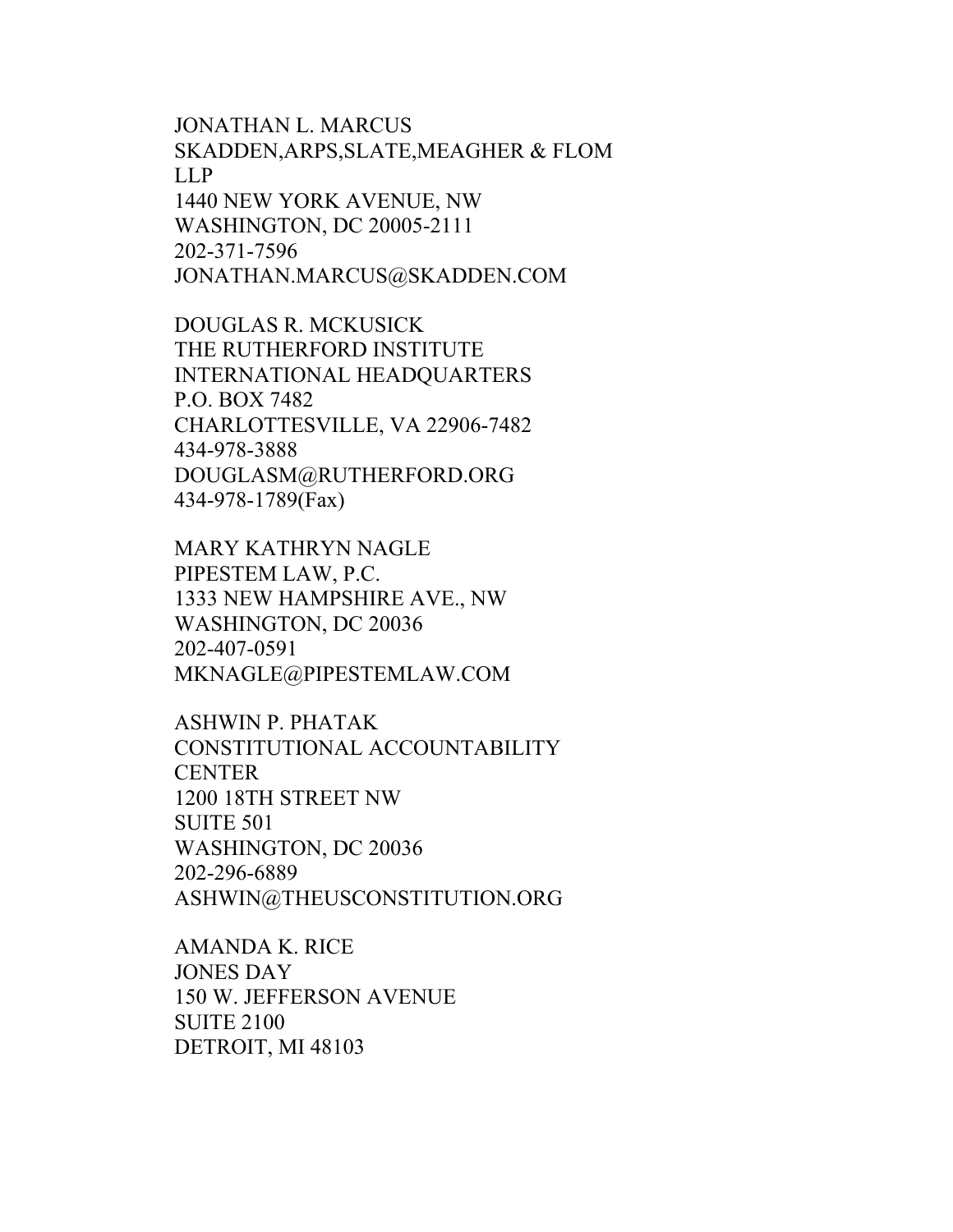JONATHAN L. MARCUS  
SKADDEN,ARPS,SLATE,MEAGHER & FLOM  
LLP  
1440 NEW YORK AVENUE, NW  
WASHINGTON, DC 20005-2111  
202-371-7596  
JONATHAN.MARCUS@SKADDEN.COM

DOUGLAS R. MCKUSICK  
THE RUTHERFORD INSTITUTE  
INTERNATIONAL HEADQUARTERS  
P.O. BOX 7482  
CHARLOTTESVILLE, VA 22906-7482  
434-978-3888  
DOUGLASM@RUTHERFORD.ORG  
434-978-1789(Fax)

MARY KATHRYN NAGLE  
PIPESTEM LAW, P.C.  
1333 NEW HAMPSHIRE AVE., NW  
WASHINGTON, DC 20036  
202-407-0591  
MKNAGLE@PIPESTEMLAW.COM

ASHWIN P. PHATAK  
CONSTITUTIONAL ACCOUNTABILITY  
CENTER  
1200 18TH STREET NW  
SUITE 501  
WASHINGTON, DC 20036  
202-296-6889  
ASHWIN@THEUSCONSTITUTION.ORG

AMANDA K. RICE  
JONES DAY  
150 W. JEFFERSON AVENUE  
SUITE 2100  
DETROIT, MI 48103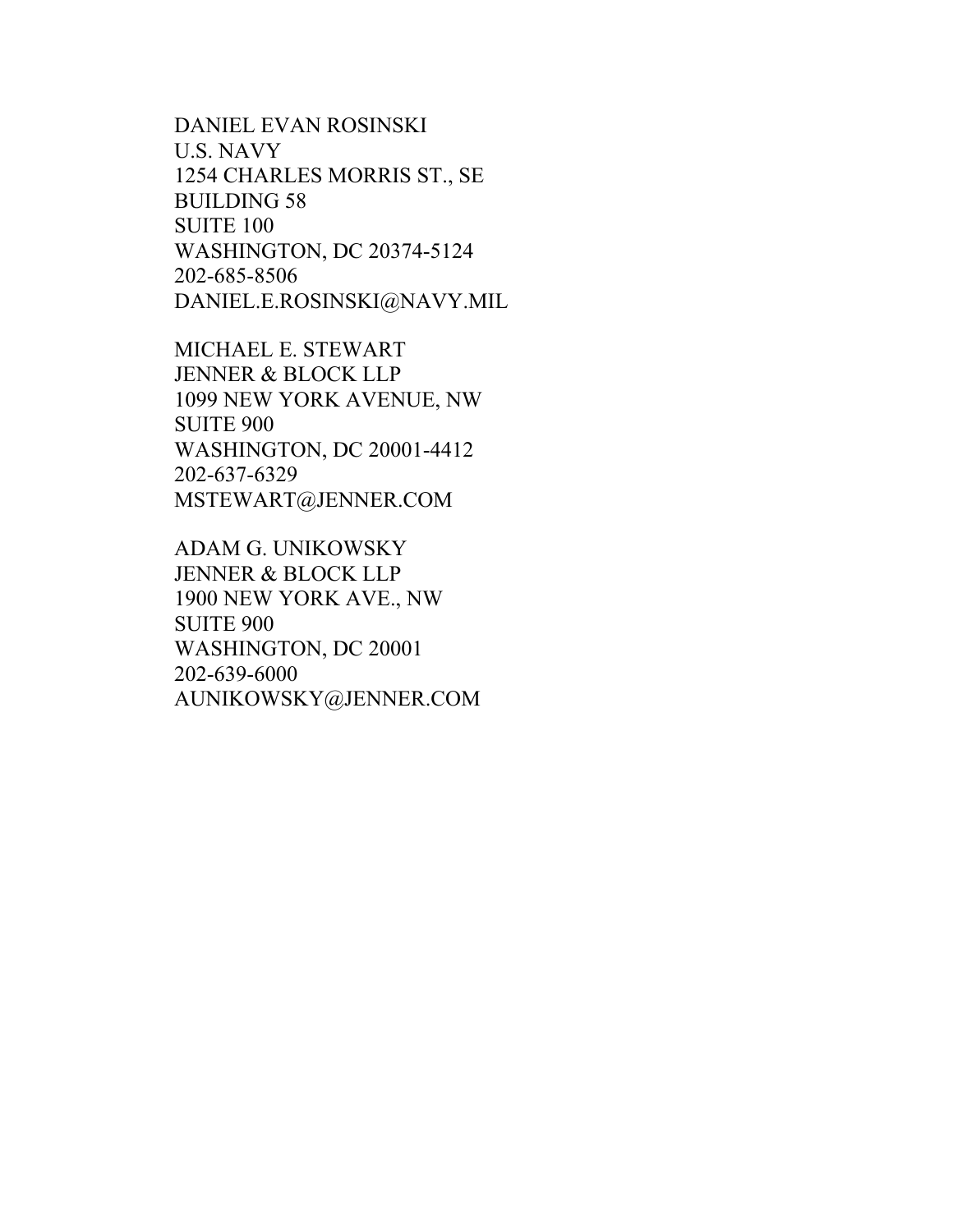DANIEL EVAN ROSINSKI
U.S. NAVY
1254 CHARLES MORRIS ST., SE
BUILDING 58
SUITE 100
WASHINGTON, DC 20374-5124
202-685-8506
DANIEL.E.ROSINSKI@NAVY.MIL

MICHAEL E. STEWART
JENNER & BLOCK LLP
1099 NEW YORK AVENUE, NW
SUITE 900
WASHINGTON, DC 20001-4412
202-637-6329
MSTEWART@JENNER.COM

ADAM G. UNIKOWSKY
JENNER & BLOCK LLP
1900 NEW YORK AVE., NW
SUITE 900
WASHINGTON, DC 20001
202-639-6000
AUNIKOWSKY@JENNER.COM